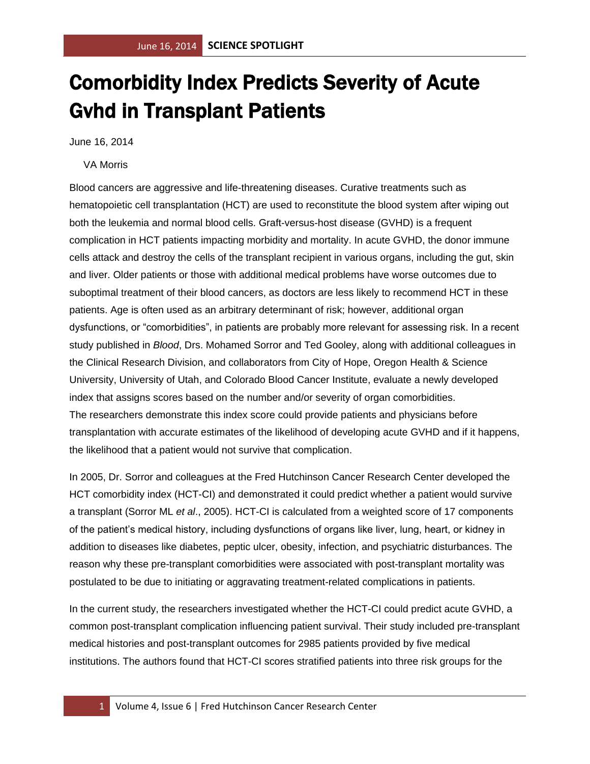# Comorbidity Index Predicts Severity of Acute Gvhd in Transplant Patients

June 16, 2014

VA Morris

Blood cancers are aggressive and life-threatening diseases. Curative treatments such as hematopoietic cell transplantation (HCT) are used to reconstitute the blood system after wiping out both the leukemia and normal blood cells. Graft-versus-host disease (GVHD) is a frequent complication in HCT patients impacting morbidity and mortality. In acute GVHD, the donor immune cells attack and destroy the cells of the transplant recipient in various organs, including the gut, skin and liver. Older patients or those with additional medical problems have worse outcomes due to suboptimal treatment of their blood cancers, as doctors are less likely to recommend HCT in these patients. Age is often used as an arbitrary determinant of risk; however, additional organ dysfunctions, or "comorbidities", in patients are probably more relevant for assessing risk. In a recent study published in *Blood*, Drs. Mohamed Sorror and Ted Gooley, along with additional colleagues in the Clinical Research Division, and collaborators from City of Hope, Oregon Health & Science University, University of Utah, and Colorado Blood Cancer Institute, evaluate a newly developed index that assigns scores based on the number and/or severity of organ comorbidities.
The researchers demonstrate this index score could provide patients and physicians before transplantation with accurate estimates of the likelihood of developing acute GVHD and if it happens, the likelihood that a patient would not survive that complication.

In 2005, Dr. Sorror and colleagues at the Fred Hutchinson Cancer Research Center developed the HCT comorbidity index (HCT-CI) and demonstrated it could predict whether a patient would survive a transplant (Sorror ML *et al*., 2005). HCT-CI is calculated from a weighted score of 17 components of the patient's medical history, including dysfunctions of organs like liver, lung, heart, or kidney in addition to diseases like diabetes, peptic ulcer, obesity, infection, and psychiatric disturbances. The reason why these pre-transplant comorbidities were associated with post-transplant mortality was postulated to be due to initiating or aggravating treatment-related complications in patients.

In the current study, the researchers investigated whether the HCT-CI could predict acute GVHD, a common post-transplant complication influencing patient survival. Their study included pre-transplant medical histories and post-transplant outcomes for 2985 patients provided by five medical institutions. The authors found that HCT-CI scores stratified patients into three risk groups for the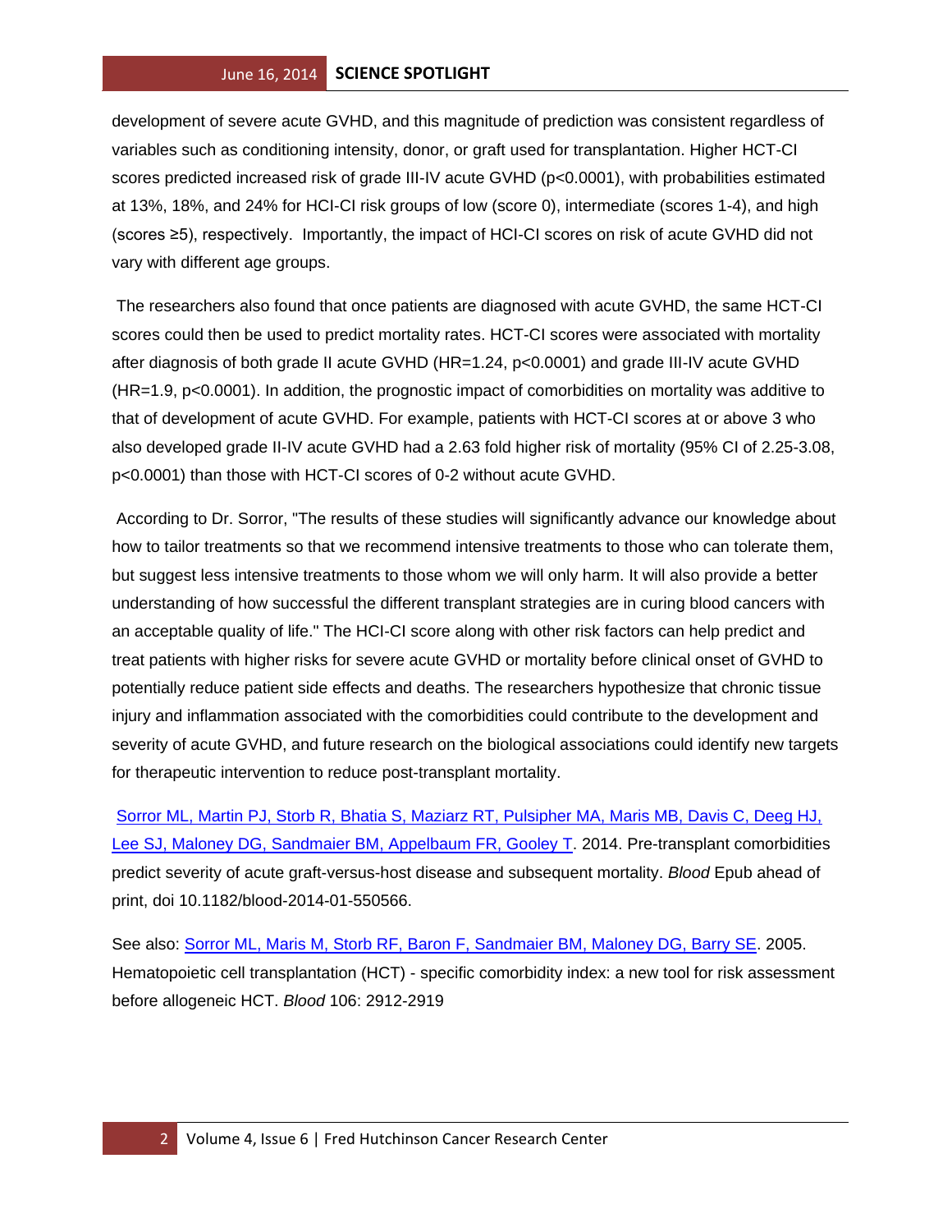development of severe acute GVHD, and this magnitude of prediction was consistent regardless of variables such as conditioning intensity, donor, or graft used for transplantation. Higher HCT-CI scores predicted increased risk of grade III-IV acute GVHD ($p<0.0001$), with probabilities estimated at 13%, 18%, and 24% for HCI-CI risk groups of low (score 0), intermediate (scores 1-4), and high (scores ≥5), respectively. Importantly, the impact of HCI-CI scores on risk of acute GVHD did not vary with different age groups.

The researchers also found that once patients are diagnosed with acute GVHD, the same HCT-CI scores could then be used to predict mortality rates. HCT-CI scores were associated with mortality after diagnosis of both grade II acute GVHD (HR=1.24, $p<0.0001$) and grade III-IV acute GVHD (HR=1.9, $p<0.0001$). In addition, the prognostic impact of comorbidities on mortality was additive to that of development of acute GVHD. For example, patients with HCT-CI scores at or above 3 who also developed grade II-IV acute GVHD had a 2.63 fold higher risk of mortality (95% CI of 2.25-3.08, $p<0.0001$) than those with HCT-CI scores of 0-2 without acute GVHD.

According to Dr. Sorror, "The results of these studies will significantly advance our knowledge about how to tailor treatments so that we recommend intensive treatments to those who can tolerate them, but suggest less intensive treatments to those whom we will only harm. It will also provide a better understanding of how successful the different transplant strategies are in curing blood cancers with an acceptable quality of life." The HCI-CI score along with other risk factors can help predict and treat patients with higher risks for severe acute GVHD or mortality before clinical onset of GVHD to potentially reduce patient side effects and deaths. The researchers hypothesize that chronic tissue injury and inflammation associated with the comorbidities could contribute to the development and severity of acute GVHD, and future research on the biological associations could identify new targets for therapeutic intervention to reduce post-transplant mortality.

Sorror ML, Martin PJ, Storb R, Bhatia S, Maziarz RT, Pulsipher MA, Maris MB, Davis C, Deeg HJ, Lee SJ, Maloney DG, Sandmaier BM, Appelbaum FR, Gooley T. 2014. Pre-transplant comorbidities predict severity of acute graft-versus-host disease and subsequent mortality. *Blood* Epub ahead of print, doi 10.1182/blood-2014-01-550566.

See also: Sorror ML, Maris M, Storb RF, Baron F, Sandmaier BM, Maloney DG, Barry SE. 2005. Hematopoietic cell transplantation (HCT) - specific comorbidity index: a new tool for risk assessment before allogeneic HCT. *Blood* 106: 2912-2919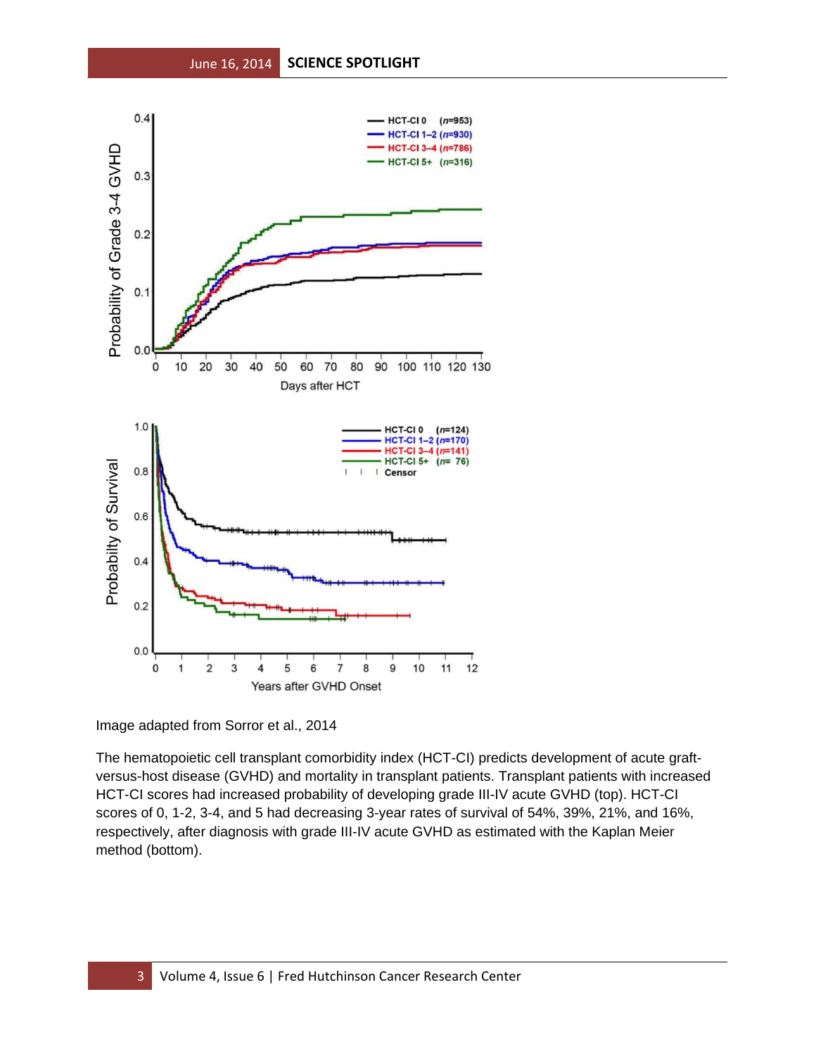Probability of Grade 3-4 GVHD

0.4
0.3
0.2
0.1
0.0

0 10 20 30 40 50 60 70 80 90 100 110 120 130

Days after HCT

HCT-CI 0 (n=953)
HCT-CI 1–2 (n=930)
HCT-CI 3–4 (n=786)
HCT-CI 5+ (n=316)

Probabilty of Survival

1.0
0.8
0.6
0.4
0.2
0.0

0 1 2 3 4 5 6 7 8 9 10 11 12

Years after GVHD Onset

HCT-CI 0 (n=124)
HCT-CI 1–2 (n=170)
HCT-CI 3–4 (n=141)
HCT-CI 5+ (n= 76)
Censor

Image adapted from Sorror et al., 2014

The hematopoietic cell transplant comorbidity index (HCT-CI) predicts development of acute graft-versus-host disease (GVHD) and mortality in transplant patients. Transplant patients with increased HCT-CI scores had increased probability of developing grade III-IV acute GVHD (top). HCT-CI scores of 0, 1-2, 3-4, and 5 had decreasing 3-year rates of survival of 54%, 39%, 21%, and 16%, respectively, after diagnosis with grade III-IV acute GVHD as estimated with the Kaplan Meier method (bottom).